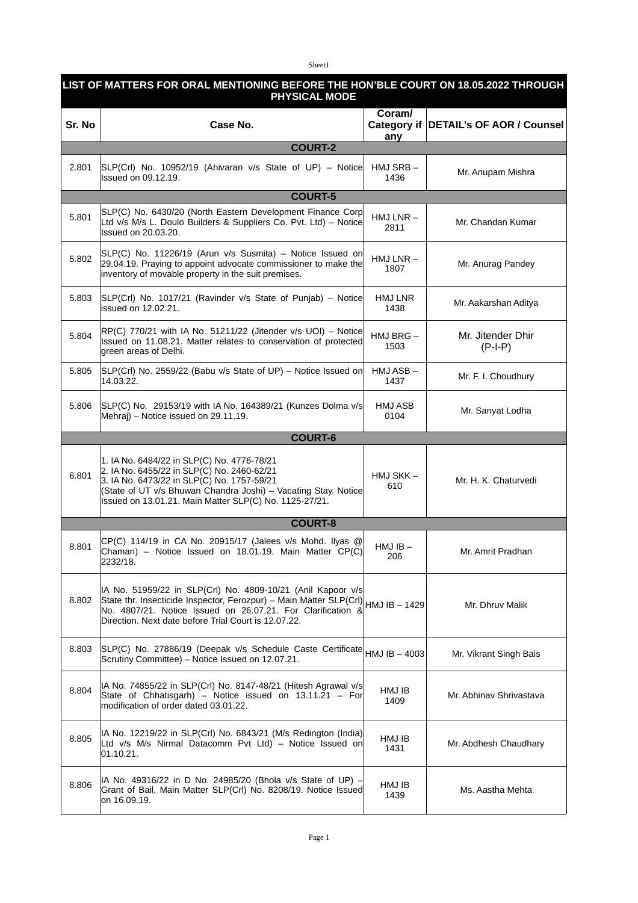| LIST OF MATTERS FOR ORAL MENTIONING BEFORE THE HON'BLE COURT ON 18.05.2022 THROUGH PHYSICAL MODE | | | |
|---|---|---|---|
| **Sr. No** | **Case No.** | **Coram/ Category if any** | **DETAIL's OF AOR / Counsel** |
| | **COURT-2** | | |
| 2.801 | SLP(Crl) No. 10952/19 (Ahivaran v/s State of UP) – Notice Issued on 09.12.19. | HMJ SRB – 1436 | Mr. Anupam Mishra |
| | **COURT-5** | | |
| 5.801 | SLP(C) No. 6430/20 (North Eastern Development Finance Corp Ltd v/s M/s L. Doulo Builders & Suppliers Co. Pvt. Ltd) – Notice Issued on 20.03.20. | HMJ LNR – 2811 | Mr. Chandan Kumar |
| 5.802 | SLP(C) No. 11226/19 (Arun v/s Susmita) – Notice Issued on 29.04.19. Praying to appoint advocate commissioner to make the inventory of movable property in the suit premises. | HMJ LNR – 1807 | Mr. Anurag Pandey |
| 5.803 | SLP(Crl) No. 1017/21 (Ravinder v/s State of Punjab) – Notice issued on 12.02.21. | HMJ LNR 1438 | Mr. Aakarshan Aditya |
| 5.804 | RP(C) 770/21 with IA No. 51211/22 (Jitender v/s UOI) – Notice Issued on 11.08.21. Matter relates to conservation of protected green areas of Delhi. | HMJ BRG – 1503 | Mr. Jitender Dhir (P-I-P) |
| 5.805 | SLP(Crl) No. 2559/22 (Babu v/s State of UP) – Notice Issued on 14.03.22. | HMJ ASB – 1437 | Mr. F. I. Choudhury |
| 5.806 | SLP(C) No. 29153/19 with IA No. 164389/21 (Kunzes Dolma v/s Mehraj) – Notice issued on 29.11.19. | HMJ ASB 0104 | Mr. Sanyat Lodha |
| | **COURT-6** | | |
| 6.801 | 1. IA No. 6484/22 in SLP(C) No. 4776-78/21<br>2. IA No. 6455/22 in SLP(C) No. 2460-62/21<br>3. IA No. 6473/22 in SLP(C) No. 1757-59/21<br>(State of UT v/s Bhuwan Chandra Joshi) – Vacating Stay. Notice Issued on 13.01.21. Main Matter SLP(C) No. 1125-27/21. | HMJ SKK – 610 | Mr. H. K. Chaturvedi |
| | **COURT-8** | | |
| 8.801 | CP(C) 114/19 in CA No. 20915/17 (Jalees v/s Mohd. Ilyas @ Chaman) – Notice Issued on 18.01.19. Main Matter CP(C) 2232/18. | HMJ IB – 206 | Mr. Amrit Pradhan |
| 8.802 | IA No. 51959/22 in SLP(Crl) No. 4809-10/21 (Anil Kapoor v/s State thr. Insecticide Inspector, Ferozpur) – Main Matter SLP(Crl) No. 4807/21. Notice Issued on 26.07.21. For Clarification & Direction. Next date before Trial Court is 12.07.22. | HMJ IB – 1429 | Mr. Dhruv Malik |
| 8.803 | SLP(C) No. 27886/19 (Deepak v/s Schedule Caste Certificate Scrutiny Committee) – Notice Issued on 12.07.21. | HMJ IB – 4003 | Mr. Vikrant Singh Bais |
| 8.804 | IA No. 74855/22 in SLP(Crl) No. 8147-48/21 (Hitesh Agrawal v/s State of Chhatisgarh) – Notice issued on 13.11.21 – For modification of order dated 03.01.22. | HMJ IB 1409 | Mr. Abhinav Shrivastava |
| 8.805 | IA No. 12219/22 in SLP(Crl) No. 6843/21 (M/s Redington (India) Ltd v/s M/s Nirmal Datacomm Pvt Ltd) – Notice Issued on 01.10.21. | HMJ IB 1431 | Mr. Abdhesh Chaudhary |
| 8.806 | IA No. 49316/22 in D No. 24985/20 (Bhola v/s State of UP) – Grant of Bail. Main Matter SLP(Crl) No. 8208/19. Notice Issued on 16.09.19. | HMJ IB 1439 | Ms. Aastha Mehta |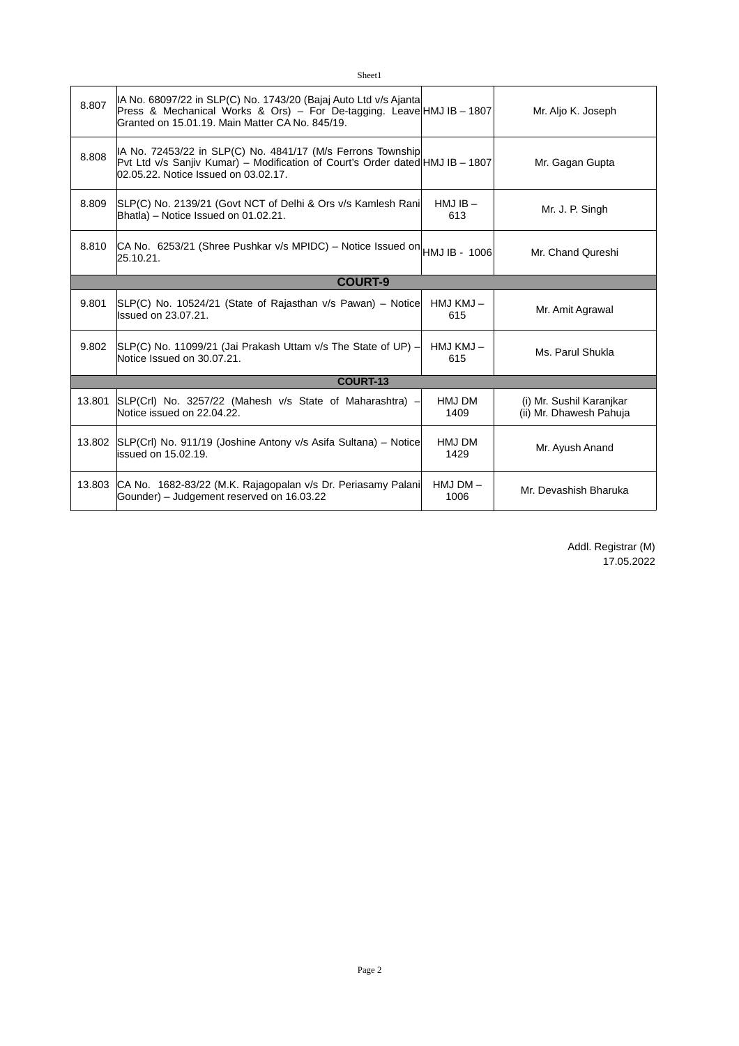| | | | |
|---|---|---|---|
| 8.807 | IA No. 68097/22 in SLP(C) No. 1743/20 (Bajaj Auto Ltd v/s Ajanta Press & Mechanical Works & Ors) – For De-tagging. Leave Granted on 15.01.19. Main Matter CA No. 845/19. | HMJ IB – 1807 | Mr. Aljo K. Joseph |
| 8.808 | IA No. 72453/22 in SLP(C) No. 4841/17 (M/s Ferrons Township Pvt Ltd v/s Sanjiv Kumar) – Modification of Court's Order dated 02.05.22. Notice Issued on 03.02.17. | HMJ IB – 1807 | Mr. Gagan Gupta |
| 8.809 | SLP(C) No. 2139/21 (Govt NCT of Delhi & Ors v/s Kamlesh Rani Bhatla) – Notice Issued on 01.02.21. | HMJ IB – 613 | Mr. J. P. Singh |
| 8.810 | CA No. 6253/21 (Shree Pushkar v/s MPIDC) – Notice Issued on 25.10.21. | HMJ IB - 1006 | Mr. Chand Qureshi |
| | **COURT-9** | | |
| 9.801 | SLP(C) No. 10524/21 (State of Rajasthan v/s Pawan) – Notice Issued on 23.07.21. | HMJ KMJ – 615 | Mr. Amit Agrawal |
| 9.802 | SLP(C) No. 11099/21 (Jai Prakash Uttam v/s The State of UP) – Notice Issued on 30.07.21. | HMJ KMJ – 615 | Ms. Parul Shukla |
| | **COURT-13** | | |
| 13.801 | SLP(Crl) No. 3257/22 (Mahesh v/s State of Maharashtra) – Notice issued on 22.04.22. | HMJ DM 1409 | (i) Mr. Sushil Karanjkar (ii) Mr. Dhawesh Pahuja |
| 13.802 | SLP(Crl) No. 911/19 (Joshine Antony v/s Asifa Sultana) – Notice issued on 15.02.19. | HMJ DM 1429 | Mr. Ayush Anand |
| 13.803 | CA No. 1682-83/22 (M.K. Rajagopalan v/s Dr. Periasamy Palani Gounder) – Judgement reserved on 16.03.22 | HMJ DM – 1006 | Mr. Devashish Bharuka |

Addl. Registrar (M)
17.05.2022